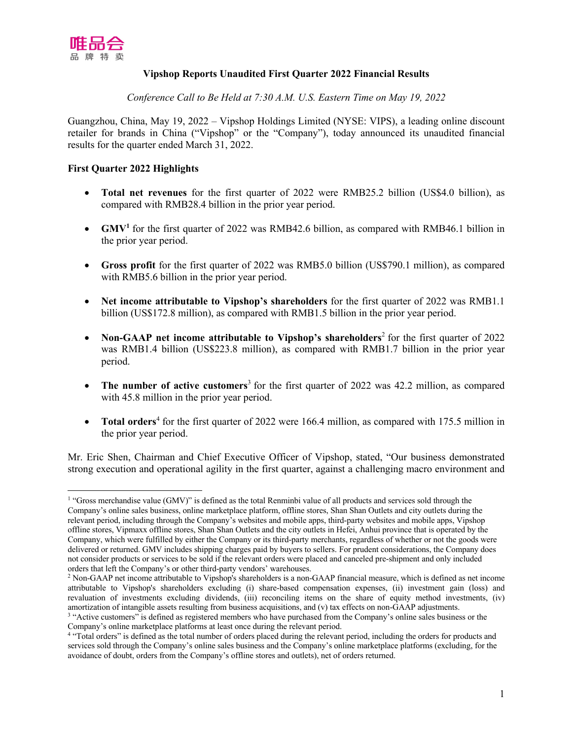唯品会
品牌特卖

# Vipshop Reports Unaudited First Quarter 2022 Financial Results

*Conference Call to Be Held at 7:30 A.M. U.S. Eastern Time on May 19, 2022*

Guangzhou, China, May 19, 2022 – Vipshop Holdings Limited (NYSE: VIPS), a leading online discount retailer for brands in China ("Vipshop" or the "Company"), today announced its unaudited financial results for the quarter ended March 31, 2022.

## First Quarter 2022 Highlights

- **Total net revenues** for the first quarter of 2022 were RMB25.2 billion (US$4.0 billion), as compared with RMB28.4 billion in the prior year period.
- **GMV**[1] for the first quarter of 2022 was RMB42.6 billion, as compared with RMB46.1 billion in the prior year period.
- **Gross profit** for the first quarter of 2022 was RMB5.0 billion (US$790.1 million), as compared with RMB5.6 billion in the prior year period.
- **Net income attributable to Vipshop's shareholders** for the first quarter of 2022 was RMB1.1 billion (US$172.8 million), as compared with RMB1.5 billion in the prior year period.
- **Non-GAAP net income attributable to Vipshop's shareholders**[2] for the first quarter of 2022 was RMB1.4 billion (US$223.8 million), as compared with RMB1.7 billion in the prior year period.
- **The number of active customers**[3] for the first quarter of 2022 was 42.2 million, as compared with 45.8 million in the prior year period.
- **Total orders**[4] for the first quarter of 2022 were 166.4 million, as compared with 175.5 million in the prior year period.

Mr. Eric Shen, Chairman and Chief Executive Officer of Vipshop, stated, "Our business demonstrated strong execution and operational agility in the first quarter, against a challenging macro environment and

---

[1] "Gross merchandise value (GMV)" is defined as the total Renminbi value of all products and services sold through the Company's online sales business, online marketplace platform, offline stores, Shan Shan Outlets and city outlets during the relevant period, including through the Company's websites and mobile apps, third-party websites and mobile apps, Vipshop offline stores, Vipmaxx offline stores, Shan Shan Outlets and the city outlets in Hefei, Anhui province that is operated by the Company, which were fulfilled by either the Company or its third-party merchants, regardless of whether or not the goods were delivered or returned. GMV includes shipping charges paid by buyers to sellers. For prudent considerations, the Company does not consider products or services to be sold if the relevant orders were placed and canceled pre-shipment and only included orders that left the Company's or other third-party vendors' warehouses.

[2] Non-GAAP net income attributable to Vipshop's shareholders is a non-GAAP financial measure, which is defined as net income attributable to Vipshop's shareholders excluding (i) share-based compensation expenses, (ii) investment gain (loss) and revaluation of investments excluding dividends, (iii) reconciling items on the share of equity method investments, (iv) amortization of intangible assets resulting from business acquisitions, and (v) tax effects on non-GAAP adjustments.

[3] "Active customers" is defined as registered members who have purchased from the Company's online sales business or the Company's online marketplace platforms at least once during the relevant period.

[4] "Total orders" is defined as the total number of orders placed during the relevant period, including the orders for products and services sold through the Company's online sales business and the Company's online marketplace platforms (excluding, for the avoidance of doubt, orders from the Company's offline stores and outlets), net of orders returned.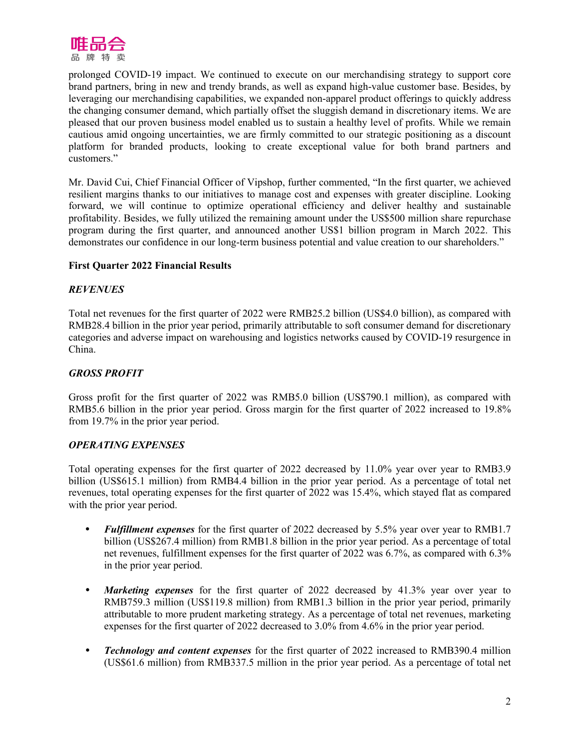prolonged COVID-19 impact. We continued to execute on our merchandising strategy to support core brand partners, bring in new and trendy brands, as well as expand high-value customer base. Besides, by leveraging our merchandising capabilities, we expanded non-apparel product offerings to quickly address the changing consumer demand, which partially offset the sluggish demand in discretionary items. We are pleased that our proven business model enabled us to sustain a healthy level of profits. While we remain cautious amid ongoing uncertainties, we are firmly committed to our strategic positioning as a discount platform for branded products, looking to create exceptional value for both brand partners and customers."

Mr. David Cui, Chief Financial Officer of Vipshop, further commented, "In the first quarter, we achieved resilient margins thanks to our initiatives to manage cost and expenses with greater discipline. Looking forward, we will continue to optimize operational efficiency and deliver healthy and sustainable profitability. Besides, we fully utilized the remaining amount under the US$500 million share repurchase program during the first quarter, and announced another US$1 billion program in March 2022. This demonstrates our confidence in our long-term business potential and value creation to our shareholders."

**First Quarter 2022 Financial Results**

***REVENUES***

Total net revenues for the first quarter of 2022 were RMB25.2 billion (US$4.0 billion), as compared with RMB28.4 billion in the prior year period, primarily attributable to soft consumer demand for discretionary categories and adverse impact on warehousing and logistics networks caused by COVID-19 resurgence in China.

***GROSS PROFIT***

Gross profit for the first quarter of 2022 was RMB5.0 billion (US$790.1 million), as compared with RMB5.6 billion in the prior year period. Gross margin for the first quarter of 2022 increased to 19.8% from 19.7% in the prior year period.

***OPERATING EXPENSES***

Total operating expenses for the first quarter of 2022 decreased by 11.0% year over year to RMB3.9 billion (US$615.1 million) from RMB4.4 billion in the prior year period. As a percentage of total net revenues, total operating expenses for the first quarter of 2022 was 15.4%, which stayed flat as compared with the prior year period.

- ***Fulfillment expenses*** for the first quarter of 2022 decreased by 5.5% year over year to RMB1.7 billion (US$267.4 million) from RMB1.8 billion in the prior year period. As a percentage of total net revenues, fulfillment expenses for the first quarter of 2022 was 6.7%, as compared with 6.3% in the prior year period.

- ***Marketing expenses*** for the first quarter of 2022 decreased by 41.3% year over year to RMB759.3 million (US$119.8 million) from RMB1.3 billion in the prior year period, primarily attributable to more prudent marketing strategy. As a percentage of total net revenues, marketing expenses for the first quarter of 2022 decreased to 3.0% from 4.6% in the prior year period.

- ***Technology and content expenses*** for the first quarter of 2022 increased to RMB390.4 million (US$61.6 million) from RMB337.5 million in the prior year period. As a percentage of total net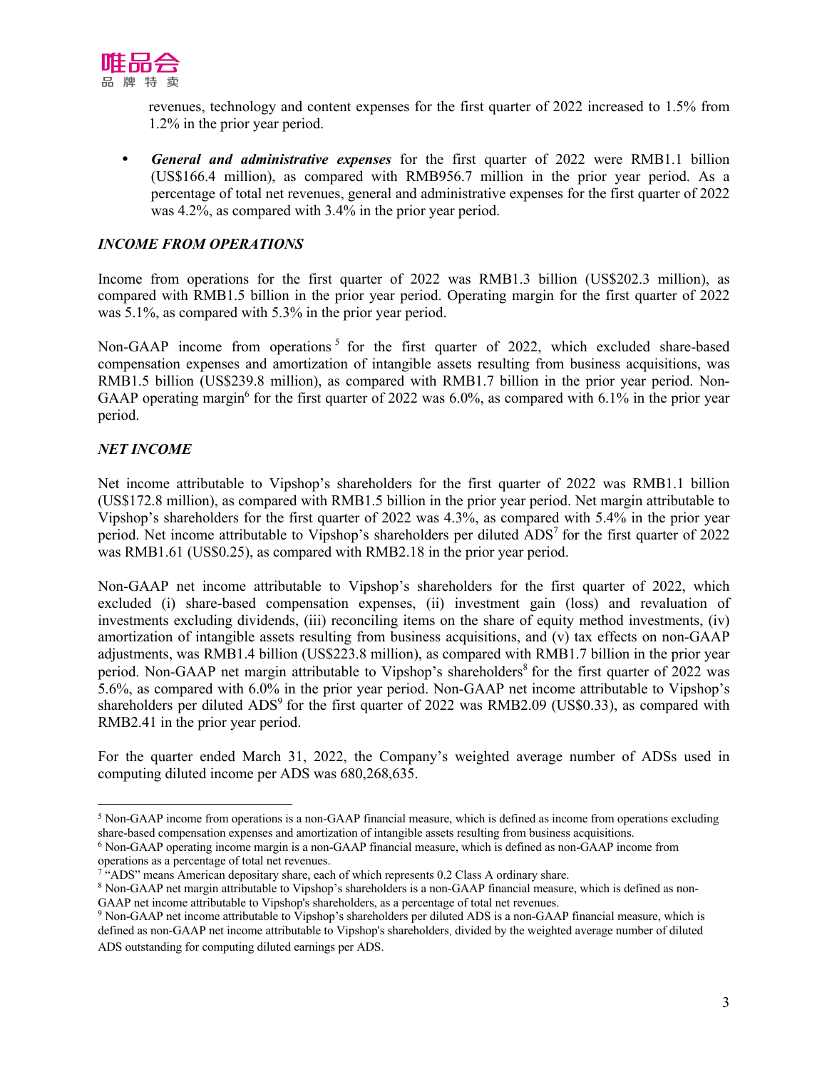revenues, technology and content expenses for the first quarter of 2022 increased to 1.5% from 1.2% in the prior year period.

- ***General and administrative expenses*** for the first quarter of 2022 were RMB1.1 billion (US$166.4 million), as compared with RMB956.7 million in the prior year period. As a percentage of total net revenues, general and administrative expenses for the first quarter of 2022 was 4.2%, as compared with 3.4% in the prior year period.

***INCOME FROM OPERATIONS***

Income from operations for the first quarter of 2022 was RMB1.3 billion (US$202.3 million), as compared with RMB1.5 billion in the prior year period. Operating margin for the first quarter of 2022 was 5.1%, as compared with 5.3% in the prior year period.

Non-GAAP income from operations[5] for the first quarter of 2022, which excluded share-based compensation expenses and amortization of intangible assets resulting from business acquisitions, was RMB1.5 billion (US$239.8 million), as compared with RMB1.7 billion in the prior year period. Non-GAAP operating margin[6] for the first quarter of 2022 was 6.0%, as compared with 6.1% in the prior year period.

***NET INCOME***

Net income attributable to Vipshop's shareholders for the first quarter of 2022 was RMB1.1 billion (US$172.8 million), as compared with RMB1.5 billion in the prior year period. Net margin attributable to Vipshop's shareholders for the first quarter of 2022 was 4.3%, as compared with 5.4% in the prior year period. Net income attributable to Vipshop's shareholders per diluted ADS[7] for the first quarter of 2022 was RMB1.61 (US$0.25), as compared with RMB2.18 in the prior year period.

Non-GAAP net income attributable to Vipshop's shareholders for the first quarter of 2022, which excluded (i) share-based compensation expenses, (ii) investment gain (loss) and revaluation of investments excluding dividends, (iii) reconciling items on the share of equity method investments, (iv) amortization of intangible assets resulting from business acquisitions, and (v) tax effects on non-GAAP adjustments, was RMB1.4 billion (US$223.8 million), as compared with RMB1.7 billion in the prior year period. Non-GAAP net margin attributable to Vipshop's shareholders[8] for the first quarter of 2022 was 5.6%, as compared with 6.0% in the prior year period. Non-GAAP net income attributable to Vipshop's shareholders per diluted ADS[9] for the first quarter of 2022 was RMB2.09 (US$0.33), as compared with RMB2.41 in the prior year period.

For the quarter ended March 31, 2022, the Company's weighted average number of ADSs used in computing diluted income per ADS was 680,268,635.

---

[5] Non-GAAP income from operations is a non-GAAP financial measure, which is defined as income from operations excluding share-based compensation expenses and amortization of intangible assets resulting from business acquisitions.

[6] Non-GAAP operating income margin is a non-GAAP financial measure, which is defined as non-GAAP income from operations as a percentage of total net revenues.

[7] "ADS" means American depositary share, each of which represents 0.2 Class A ordinary share.

[8] Non-GAAP net margin attributable to Vipshop's shareholders is a non-GAAP financial measure, which is defined as non-GAAP net income attributable to Vipshop's shareholders, as a percentage of total net revenues.

[9] Non-GAAP net income attributable to Vipshop's shareholders per diluted ADS is a non-GAAP financial measure, which is defined as non-GAAP net income attributable to Vipshop's shareholders, divided by the weighted average number of diluted ADS outstanding for computing diluted earnings per ADS.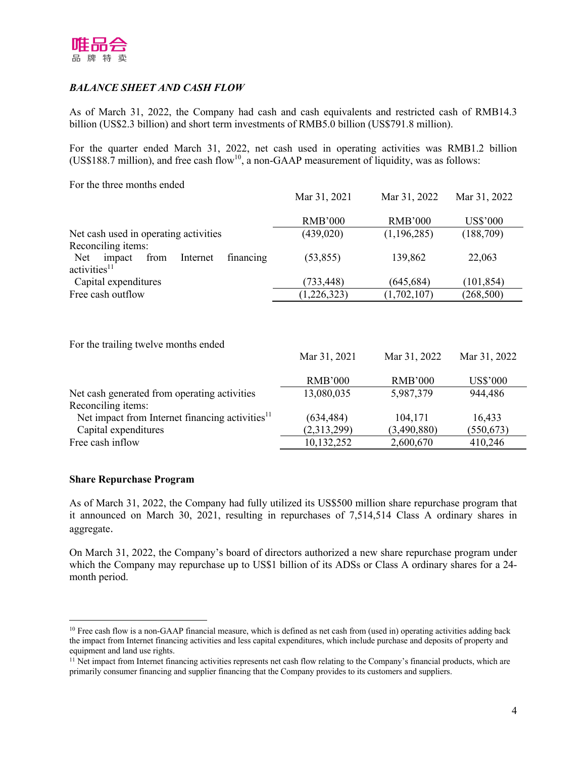### *BALANCE SHEET AND CASH FLOW*

As of March 31, 2022, the Company had cash and cash equivalents and restricted cash of RMB14.3 billion (US$2.3 billion) and short term investments of RMB5.0 billion (US$791.8 million).

For the quarter ended March 31, 2022, net cash used in operating activities was RMB1.2 billion (US$188.7 million), and free cash flow[10], a non-GAAP measurement of liquidity, was as follows:

| For the three months ended | Mar 31, 2021 | Mar 31, 2022 | Mar 31, 2022 |
|---|---|---|---|
| | RMB'000 | RMB'000 | US$'000 |
| Net cash used in operating activities | (439,020) | (1,196,285) | (188,709) |
| Reconciling items: | | | |
| Net impact from Internet financing activities[11] | (53,855) | 139,862 | 22,063 |
| Capital expenditures | (733,448) | (645,684) | (101,854) |
| Free cash outflow | (1,226,323) | (1,702,107) | (268,500) |

| For the trailing twelve months ended | Mar 31, 2021 | Mar 31, 2022 | Mar 31, 2022 |
|---|---|---|---|
| | RMB'000 | RMB'000 | US$'000 |
| Net cash generated from operating activities | 13,080,035 | 5,987,379 | 944,486 |
| Reconciling items: | | | |
| Net impact from Internet financing activities[11] | (634,484) | 104,171 | 16,433 |
| Capital expenditures | (2,313,299) | (3,490,880) | (550,673) |
| Free cash inflow | 10,132,252 | 2,600,670 | 410,246 |

**Share Repurchase Program**

As of March 31, 2022, the Company had fully utilized its US$500 million share repurchase program that it announced on March 30, 2021, resulting in repurchases of 7,514,514 Class A ordinary shares in aggregate.

On March 31, 2022, the Company's board of directors authorized a new share repurchase program under which the Company may repurchase up to US$1 billion of its ADSs or Class A ordinary shares for a 24-month period.

---

[10] Free cash flow is a non-GAAP financial measure, which is defined as net cash from (used in) operating activities adding back the impact from Internet financing activities and less capital expenditures, which include purchase and deposits of property and equipment and land use rights.

[11] Net impact from Internet financing activities represents net cash flow relating to the Company's financial products, which are primarily consumer financing and supplier financing that the Company provides to its customers and suppliers.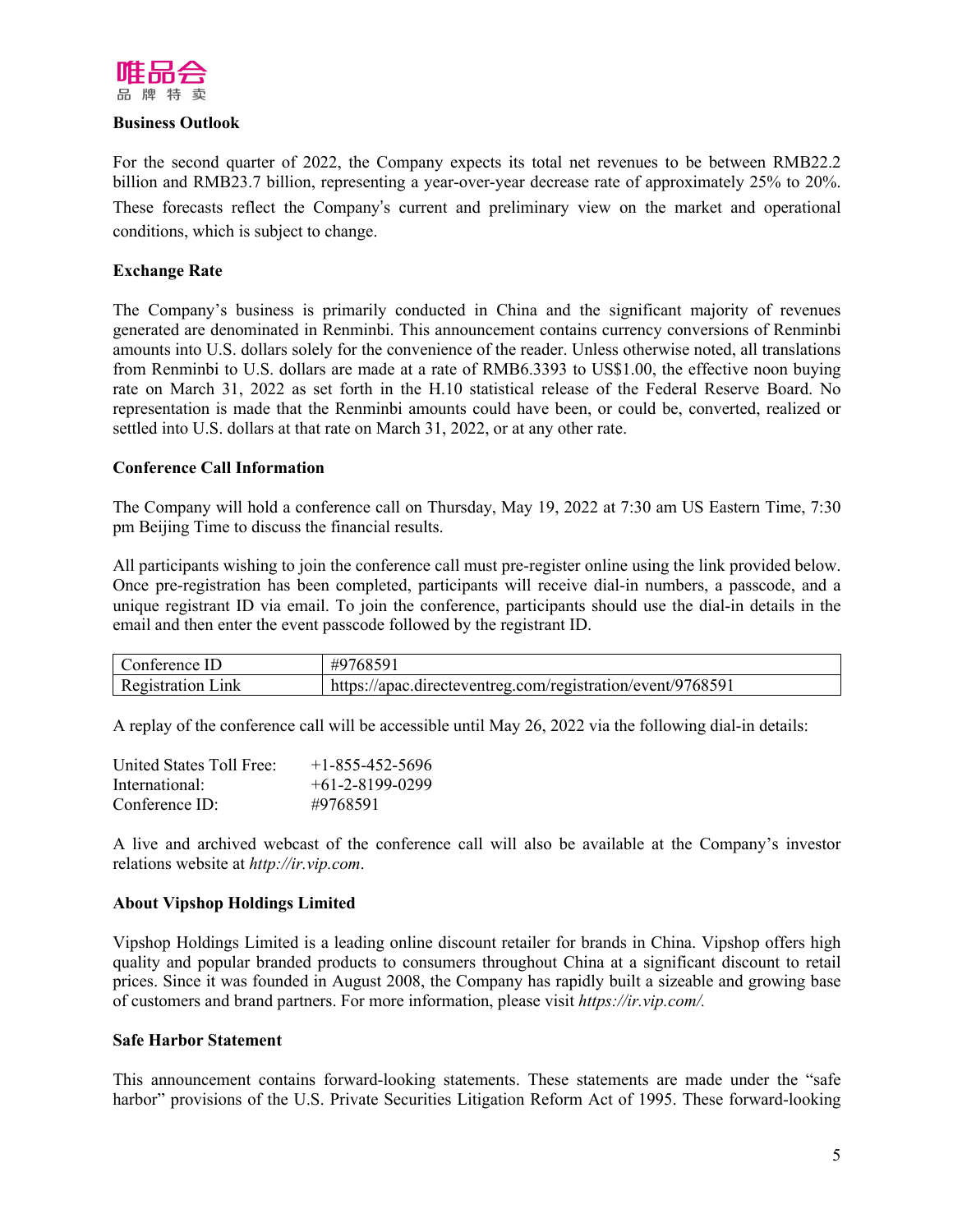**Business Outlook**

For the second quarter of 2022, the Company expects its total net revenues to be between RMB22.2 billion and RMB23.7 billion, representing a year-over-year decrease rate of approximately 25% to 20%. These forecasts reflect the Company's current and preliminary view on the market and operational conditions, which is subject to change.

**Exchange Rate**

The Company's business is primarily conducted in China and the significant majority of revenues generated are denominated in Renminbi. This announcement contains currency conversions of Renminbi amounts into U.S. dollars solely for the convenience of the reader. Unless otherwise noted, all translations from Renminbi to U.S. dollars are made at a rate of RMB6.3393 to US$1.00, the effective noon buying rate on March 31, 2022 as set forth in the H.10 statistical release of the Federal Reserve Board. No representation is made that the Renminbi amounts could have been, or could be, converted, realized or settled into U.S. dollars at that rate on March 31, 2022, or at any other rate.

**Conference Call Information**

The Company will hold a conference call on Thursday, May 19, 2022 at 7:30 am US Eastern Time, 7:30 pm Beijing Time to discuss the financial results.

All participants wishing to join the conference call must pre-register online using the link provided below. Once pre-registration has been completed, participants will receive dial-in numbers, a passcode, and a unique registrant ID via email. To join the conference, participants should use the dial-in details in the email and then enter the event passcode followed by the registrant ID.

| Conference ID | #9768591 |
|---|---|
| Registration Link | https://apac.directeventreg.com/registration/event/9768591 |

A replay of the conference call will be accessible until May 26, 2022 via the following dial-in details:

| | |
|---|---|
| United States Toll Free: | +1-855-452-5696 |
| International: | +61-2-8199-0299 |
| Conference ID: | #9768591 |

A live and archived webcast of the conference call will also be available at the Company's investor relations website at *http://ir.vip.com*.

**About Vipshop Holdings Limited**

Vipshop Holdings Limited is a leading online discount retailer for brands in China. Vipshop offers high quality and popular branded products to consumers throughout China at a significant discount to retail prices. Since it was founded in August 2008, the Company has rapidly built a sizeable and growing base of customers and brand partners. For more information, please visit *https://ir.vip.com/.*

**Safe Harbor Statement**

This announcement contains forward-looking statements. These statements are made under the "safe harbor" provisions of the U.S. Private Securities Litigation Reform Act of 1995. These forward-looking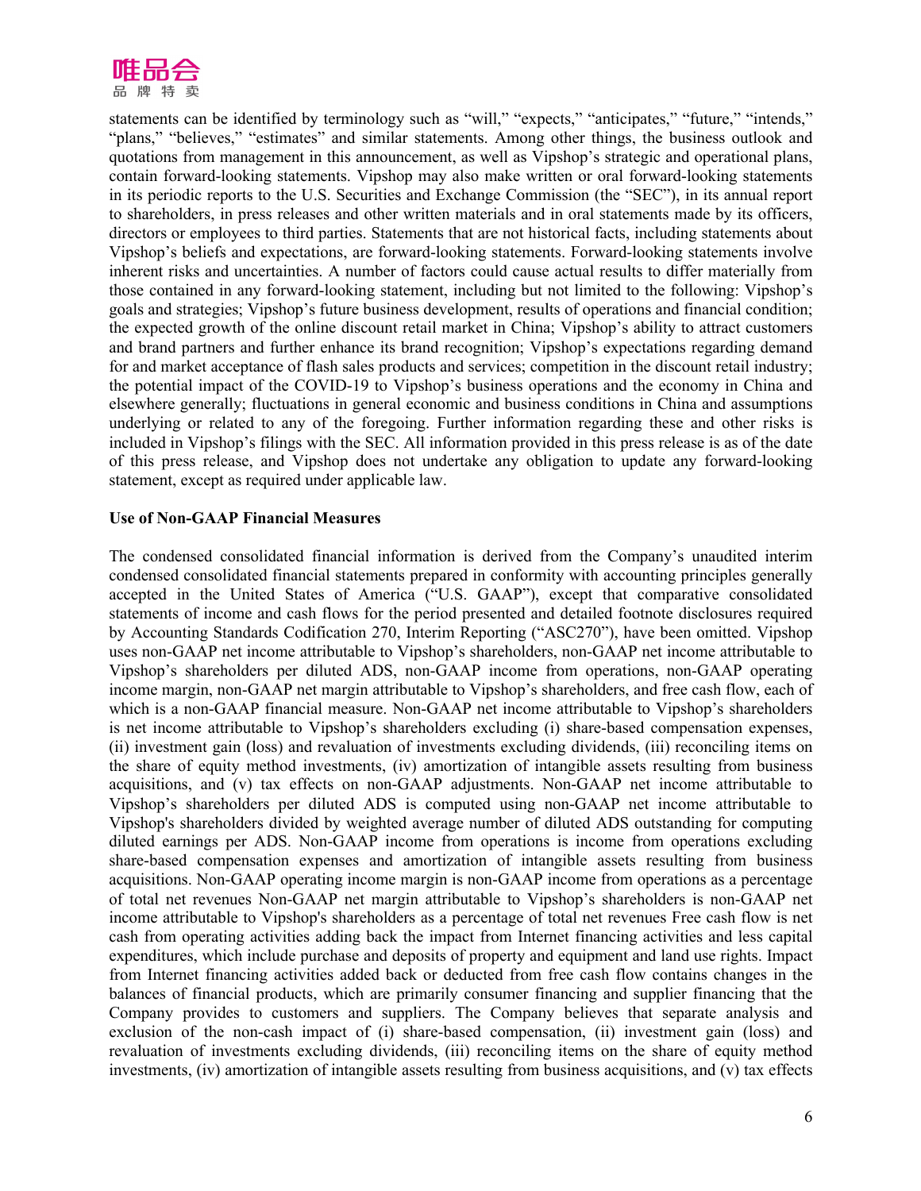statements can be identified by terminology such as "will," "expects," "anticipates," "future," "intends," "plans," "believes," "estimates" and similar statements. Among other things, the business outlook and quotations from management in this announcement, as well as Vipshop's strategic and operational plans, contain forward-looking statements. Vipshop may also make written or oral forward-looking statements in its periodic reports to the U.S. Securities and Exchange Commission (the "SEC"), in its annual report to shareholders, in press releases and other written materials and in oral statements made by its officers, directors or employees to third parties. Statements that are not historical facts, including statements about Vipshop's beliefs and expectations, are forward-looking statements. Forward-looking statements involve inherent risks and uncertainties. A number of factors could cause actual results to differ materially from those contained in any forward-looking statement, including but not limited to the following: Vipshop's goals and strategies; Vipshop's future business development, results of operations and financial condition; the expected growth of the online discount retail market in China; Vipshop's ability to attract customers and brand partners and further enhance its brand recognition; Vipshop's expectations regarding demand for and market acceptance of flash sales products and services; competition in the discount retail industry; the potential impact of the COVID-19 to Vipshop's business operations and the economy in China and elsewhere generally; fluctuations in general economic and business conditions in China and assumptions underlying or related to any of the foregoing. Further information regarding these and other risks is included in Vipshop's filings with the SEC. All information provided in this press release is as of the date of this press release, and Vipshop does not undertake any obligation to update any forward-looking statement, except as required under applicable law.

**Use of Non-GAAP Financial Measures**

The condensed consolidated financial information is derived from the Company's unaudited interim condensed consolidated financial statements prepared in conformity with accounting principles generally accepted in the United States of America ("U.S. GAAP"), except that comparative consolidated statements of income and cash flows for the period presented and detailed footnote disclosures required by Accounting Standards Codification 270, Interim Reporting ("ASC270"), have been omitted. Vipshop uses non-GAAP net income attributable to Vipshop's shareholders, non-GAAP net income attributable to Vipshop's shareholders per diluted ADS, non-GAAP income from operations, non-GAAP operating income margin, non-GAAP net margin attributable to Vipshop's shareholders, and free cash flow, each of which is a non-GAAP financial measure. Non-GAAP net income attributable to Vipshop's shareholders is net income attributable to Vipshop's shareholders excluding (i) share-based compensation expenses, (ii) investment gain (loss) and revaluation of investments excluding dividends, (iii) reconciling items on the share of equity method investments, (iv) amortization of intangible assets resulting from business acquisitions, and (v) tax effects on non-GAAP adjustments. Non-GAAP net income attributable to Vipshop's shareholders per diluted ADS is computed using non-GAAP net income attributable to Vipshop's shareholders divided by weighted average number of diluted ADS outstanding for computing diluted earnings per ADS. Non-GAAP income from operations is income from operations excluding share-based compensation expenses and amortization of intangible assets resulting from business acquisitions. Non-GAAP operating income margin is non-GAAP income from operations as a percentage of total net revenues Non-GAAP net margin attributable to Vipshop's shareholders is non-GAAP net income attributable to Vipshop's shareholders as a percentage of total net revenues Free cash flow is net cash from operating activities adding back the impact from Internet financing activities and less capital expenditures, which include purchase and deposits of property and equipment and land use rights. Impact from Internet financing activities added back or deducted from free cash flow contains changes in the balances of financial products, which are primarily consumer financing and supplier financing that the Company provides to customers and suppliers. The Company believes that separate analysis and exclusion of the non-cash impact of (i) share-based compensation, (ii) investment gain (loss) and revaluation of investments excluding dividends, (iii) reconciling items on the share of equity method investments, (iv) amortization of intangible assets resulting from business acquisitions, and (v) tax effects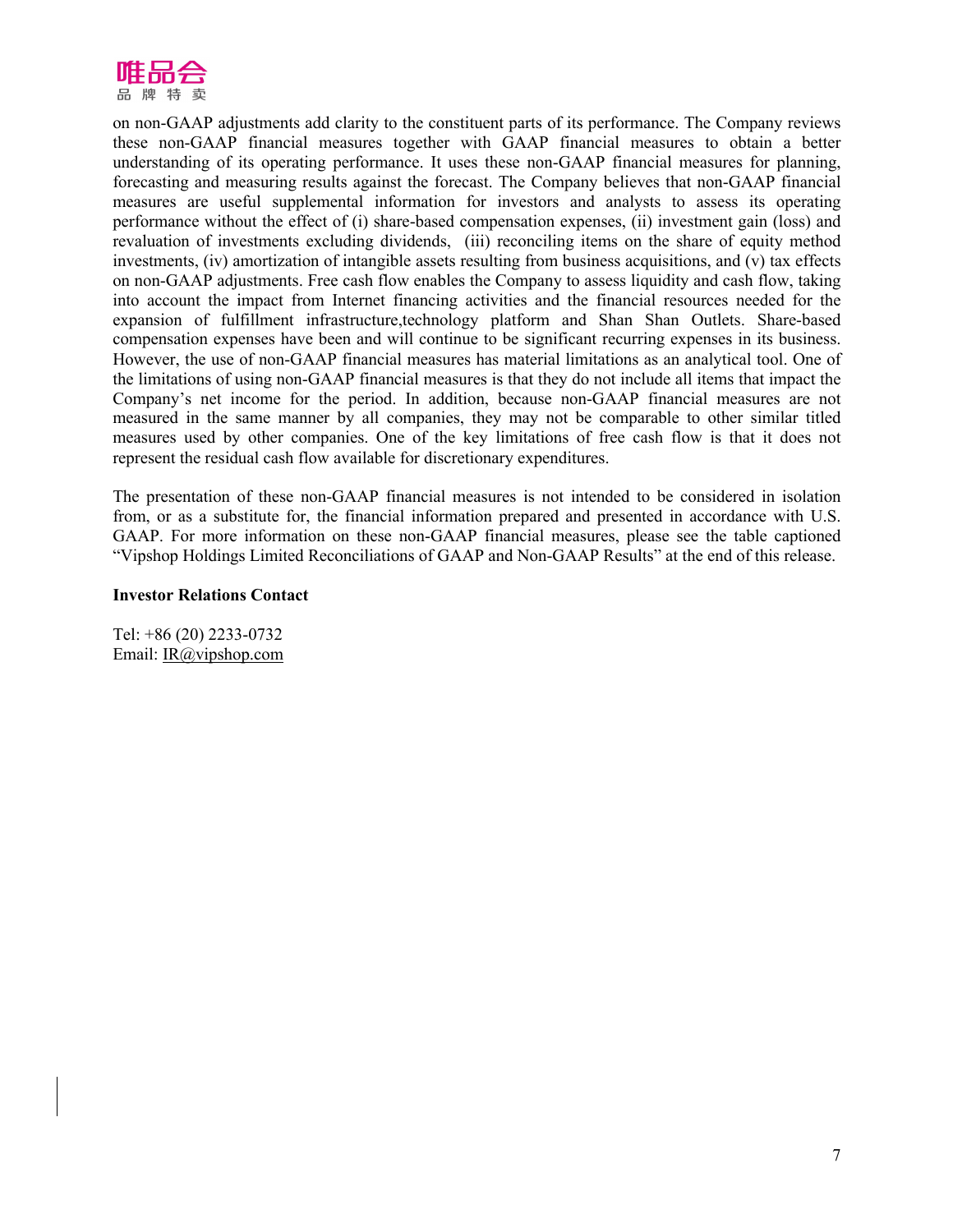on non-GAAP adjustments add clarity to the constituent parts of its performance. The Company reviews these non-GAAP financial measures together with GAAP financial measures to obtain a better understanding of its operating performance. It uses these non-GAAP financial measures for planning, forecasting and measuring results against the forecast. The Company believes that non-GAAP financial measures are useful supplemental information for investors and analysts to assess its operating performance without the effect of (i) share-based compensation expenses, (ii) investment gain (loss) and revaluation of investments excluding dividends, (iii) reconciling items on the share of equity method investments, (iv) amortization of intangible assets resulting from business acquisitions, and (v) tax effects on non-GAAP adjustments. Free cash flow enables the Company to assess liquidity and cash flow, taking into account the impact from Internet financing activities and the financial resources needed for the expansion of fulfillment infrastructure,technology platform and Shan Shan Outlets. Share-based compensation expenses have been and will continue to be significant recurring expenses in its business. However, the use of non-GAAP financial measures has material limitations as an analytical tool. One of the limitations of using non-GAAP financial measures is that they do not include all items that impact the Company's net income for the period. In addition, because non-GAAP financial measures are not measured in the same manner by all companies, they may not be comparable to other similar titled measures used by other companies. One of the key limitations of free cash flow is that it does not represent the residual cash flow available for discretionary expenditures.

The presentation of these non-GAAP financial measures is not intended to be considered in isolation from, or as a substitute for, the financial information prepared and presented in accordance with U.S. GAAP. For more information on these non-GAAP financial measures, please see the table captioned "Vipshop Holdings Limited Reconciliations of GAAP and Non-GAAP Results" at the end of this release.

**Investor Relations Contact**

Tel: +86 (20) 2233-0732
Email: IR@vipshop.com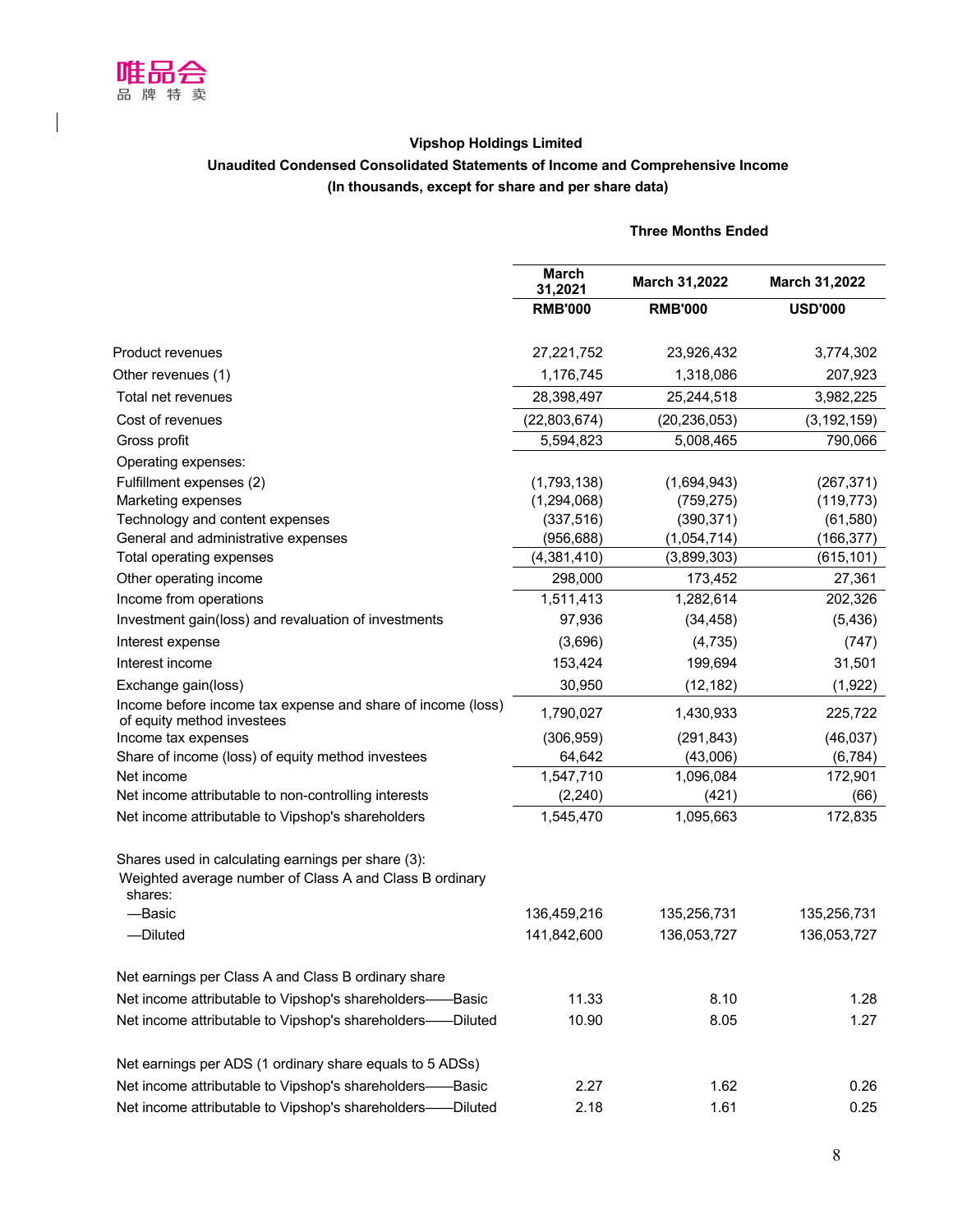唯品会
品 牌 特 卖

**Vipshop Holdings Limited**

**Unaudited Condensed Consolidated Statements of Income and Comprehensive Income**

**(In thousands, except for share and per share data)**

| | Three Months Ended | | |
|---|---|---|---|
| | **March 31,2021** | **March 31,2022** | **March 31,2022** |
| | **RMB'000** | **RMB'000** | **USD'000** |
| Product revenues | 27,221,752 | 23,926,432 | 3,774,302 |
| Other revenues (1) | 1,176,745 | 1,318,086 | 207,923 |
| Total net revenues | 28,398,497 | 25,244,518 | 3,982,225 |
| Cost of revenues | (22,803,674) | (20,236,053) | (3,192,159) |
| Gross profit | 5,594,823 | 5,008,465 | 790,066 |
| Operating expenses: | | | |
| Fulfillment expenses (2) | (1,793,138) | (1,694,943) | (267,371) |
| Marketing expenses | (1,294,068) | (759,275) | (119,773) |
| Technology and content expenses | (337,516) | (390,371) | (61,580) |
| General and administrative expenses | (956,688) | (1,054,714) | (166,377) |
| Total operating expenses | (4,381,410) | (3,899,303) | (615,101) |
| Other operating income | 298,000 | 173,452 | 27,361 |
| Income from operations | 1,511,413 | 1,282,614 | 202,326 |
| Investment gain(loss) and revaluation of investments | 97,936 | (34,458) | (5,436) |
| Interest expense | (3,696) | (4,735) | (747) |
| Interest income | 153,424 | 199,694 | 31,501 |
| Exchange gain(loss) | 30,950 | (12,182) | (1,922) |
| Income before income tax expense and share of income (loss) of equity method investees | 1,790,027 | 1,430,933 | 225,722 |
| Income tax expenses | (306,959) | (291,843) | (46,037) |
| Share of income (loss) of equity method investees | 64,642 | (43,006) | (6,784) |
| Net income | 1,547,710 | 1,096,084 | 172,901 |
| Net income attributable to non-controlling interests | (2,240) | (421) | (66) |
| Net income attributable to Vipshop's shareholders | 1,545,470 | 1,095,663 | 172,835 |
| | | | |
| Shares used in calculating earnings per share (3): | | | |
| Weighted average number of Class A and Class B ordinary shares: | | | |
| —Basic | 136,459,216 | 135,256,731 | 135,256,731 |
| —Diluted | 141,842,600 | 136,053,727 | 136,053,727 |
| | | | |
| Net earnings per Class A and Class B ordinary share | | | |
| Net income attributable to Vipshop's shareholders——Basic | 11.33 | 8.10 | 1.28 |
| Net income attributable to Vipshop's shareholders——Diluted | 10.90 | 8.05 | 1.27 |
| | | | |
| Net earnings per ADS (1 ordinary share equals to 5 ADSs) | | | |
| Net income attributable to Vipshop's shareholders——Basic | 2.27 | 1.62 | 0.26 |
| Net income attributable to Vipshop's shareholders——Diluted | 2.18 | 1.61 | 0.25 |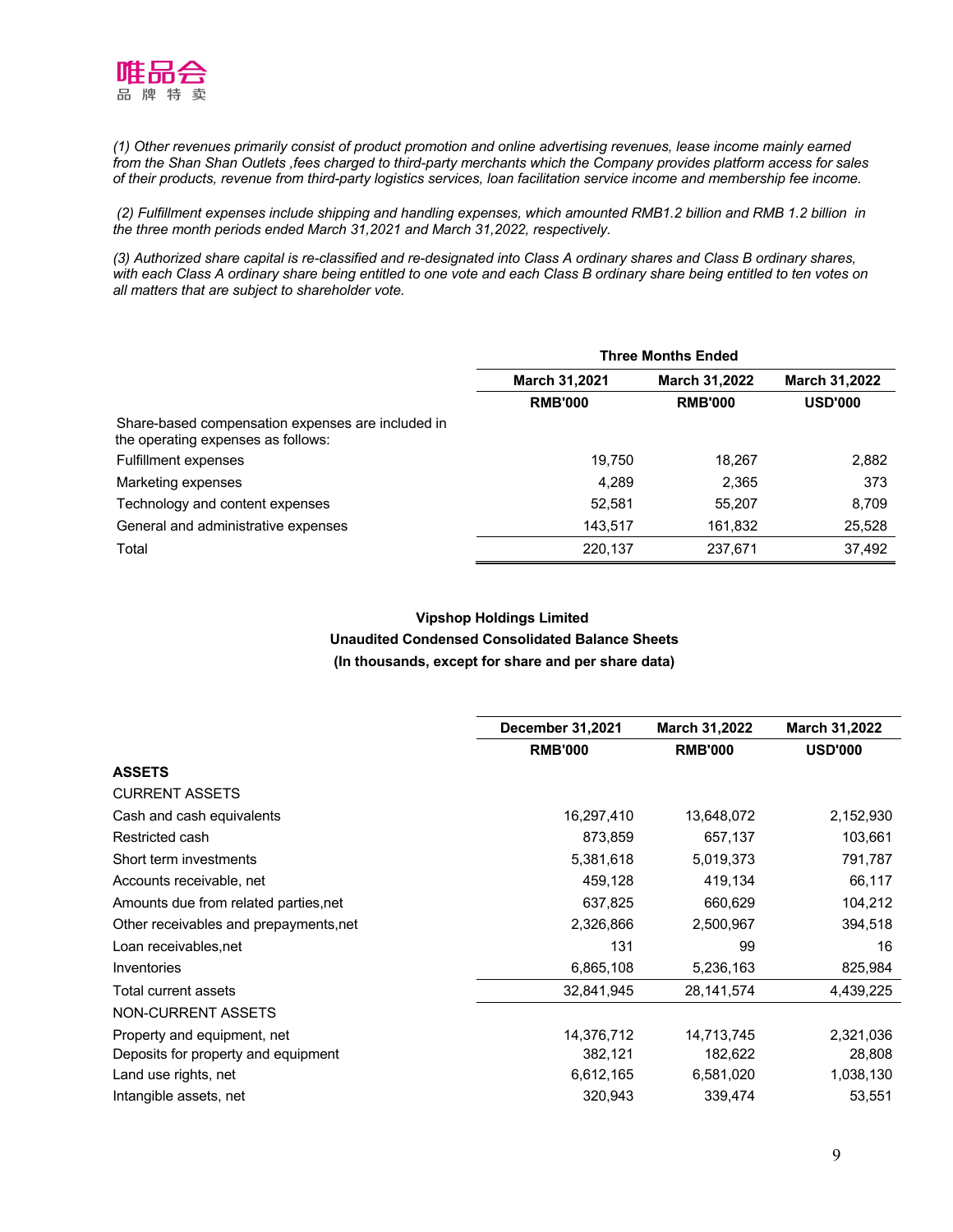*(1) Other revenues primarily consist of product promotion and online advertising revenues, lease income mainly earned from the Shan Shan Outlets ,fees charged to third-party merchants which the Company provides platform access for sales of their products, revenue from third-party logistics services, loan facilitation service income and membership fee income.*

*(2) Fulfillment expenses include shipping and handling expenses, which amounted RMB1.2 billion and RMB 1.2 billion in the three month periods ended March 31,2021 and March 31,2022, respectively.*

*(3) Authorized share capital is re-classified and re-designated into Class A ordinary shares and Class B ordinary shares, with each Class A ordinary share being entitled to one vote and each Class B ordinary share being entitled to ten votes on all matters that are subject to shareholder vote.*

| | Three Months Ended | | |
|---|---|---|---|
| | March 31,2021 | March 31,2022 | March 31,2022 |
| | RMB'000 | RMB'000 | USD'000 |
| Share-based compensation expenses are included in the operating expenses as follows: | | | |
| Fulfillment expenses | 19,750 | 18,267 | 2,882 |
| Marketing expenses | 4,289 | 2,365 | 373 |
| Technology and content expenses | 52,581 | 55,207 | 8,709 |
| General and administrative expenses | 143,517 | 161,832 | 25,528 |
| Total | 220,137 | 237,671 | 37,492 |

**Vipshop Holdings Limited**

**Unaudited Condensed Consolidated Balance Sheets**

**(In thousands, except for share and per share data)**

| | December 31,2021 | March 31,2022 | March 31,2022 |
|---|---|---|---|
| | RMB'000 | RMB'000 | USD'000 |
| **ASSETS** | | | |
| CURRENT ASSETS | | | |
| Cash and cash equivalents | 16,297,410 | 13,648,072 | 2,152,930 |
| Restricted cash | 873,859 | 657,137 | 103,661 |
| Short term investments | 5,381,618 | 5,019,373 | 791,787 |
| Accounts receivable, net | 459,128 | 419,134 | 66,117 |
| Amounts due from related parties,net | 637,825 | 660,629 | 104,212 |
| Other receivables and prepayments,net | 2,326,866 | 2,500,967 | 394,518 |
| Loan receivables,net | 131 | 99 | 16 |
| Inventories | 6,865,108 | 5,236,163 | 825,984 |
| Total current assets | 32,841,945 | 28,141,574 | 4,439,225 |
| NON-CURRENT ASSETS | | | |
| Property and equipment, net | 14,376,712 | 14,713,745 | 2,321,036 |
| Deposits for property and equipment | 382,121 | 182,622 | 28,808 |
| Land use rights, net | 6,612,165 | 6,581,020 | 1,038,130 |
| Intangible assets, net | 320,943 | 339,474 | 53,551 |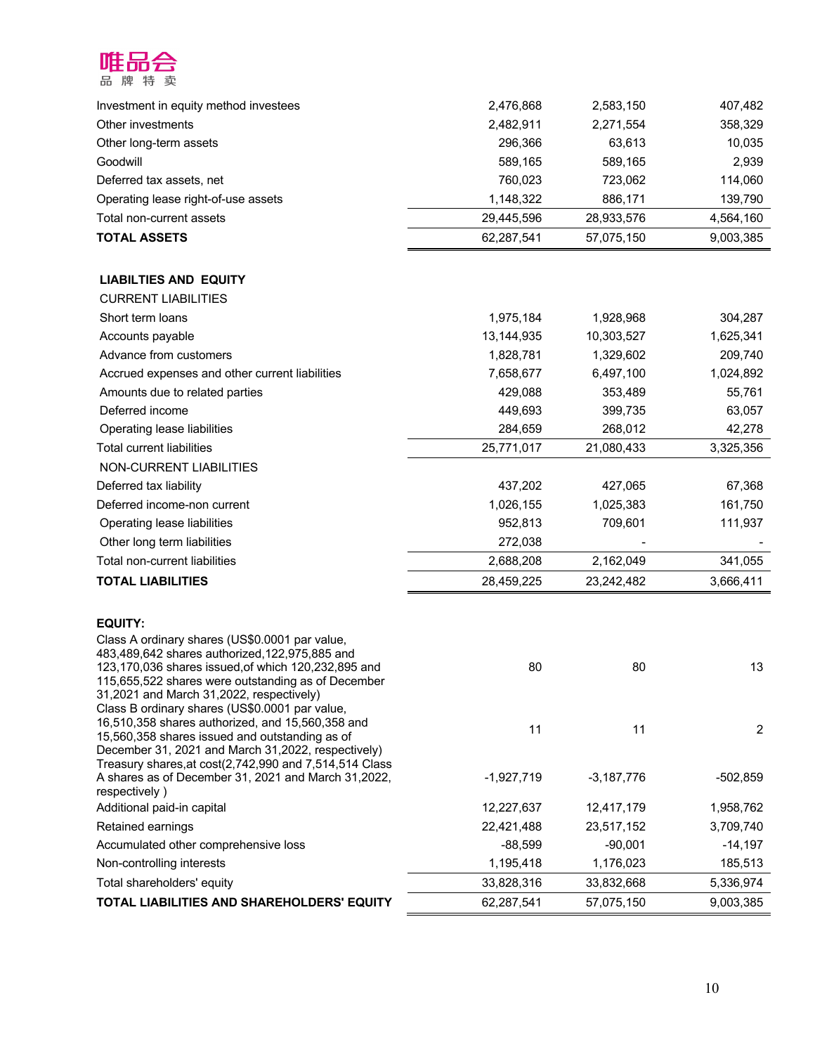唯品会
品 牌 特 卖

| | | | |
|---|---|---|---|
| Investment in equity method investees | 2,476,868 | 2,583,150 | 407,482 |
| Other investments | 2,482,911 | 2,271,554 | 358,329 |
| Other long-term assets | 296,366 | 63,613 | 10,035 |
| Goodwill | 589,165 | 589,165 | 2,939 |
| Deferred tax assets, net | 760,023 | 723,062 | 114,060 |
| Operating lease right-of-use assets | 1,148,322 | 886,171 | 139,790 |
| Total non-current assets | 29,445,596 | 28,933,576 | 4,564,160 |
| **TOTAL ASSETS** | 62,287,541 | 57,075,150 | 9,003,385 |
| | | | |
| **LIABILTIES AND EQUITY** | | | |
| CURRENT LIABILITIES | | | |
| Short term loans | 1,975,184 | 1,928,968 | 304,287 |
| Accounts payable | 13,144,935 | 10,303,527 | 1,625,341 |
| Advance from customers | 1,828,781 | 1,329,602 | 209,740 |
| Accrued expenses and other current liabilities | 7,658,677 | 6,497,100 | 1,024,892 |
| Amounts due to related parties | 429,088 | 353,489 | 55,761 |
| Deferred income | 449,693 | 399,735 | 63,057 |
| Operating lease liabilities | 284,659 | 268,012 | 42,278 |
| Total current liabilities | 25,771,017 | 21,080,433 | 3,325,356 |
| NON-CURRENT LIABILITIES | | | |
| Deferred tax liability | 437,202 | 427,065 | 67,368 |
| Deferred income-non current | 1,026,155 | 1,025,383 | 161,750 |
| Operating lease liabilities | 952,813 | 709,601 | 111,937 |
| Other long term liabilities | 272,038 | - | - |
| Total non-current liabilities | 2,688,208 | 2,162,049 | 341,055 |
| **TOTAL LIABILITIES** | 28,459,225 | 23,242,482 | 3,666,411 |
| | | | |
| **EQUITY:** | | | |
| Class A ordinary shares (US$0.0001 par value, 483,489,642 shares authorized,122,975,885 and 123,170,036 shares issued,of which 120,232,895 and 115,655,522 shares were outstanding as of December 31,2021 and March 31,2022, respectively) | 80 | 80 | 13 |
| Class B ordinary shares (US$0.0001 par value, 16,510,358 shares authorized, and 15,560,358 and 15,560,358 shares issued and outstanding as of December 31, 2021 and March 31,2022, respectively) | 11 | 11 | 2 |
| Treasury shares,at cost(2,742,990 and 7,514,514 Class A shares as of December 31, 2021 and March 31,2022, respectively ) | -1,927,719 | -3,187,776 | -502,859 |
| Additional paid-in capital | 12,227,637 | 12,417,179 | 1,958,762 |
| Retained earnings | 22,421,488 | 23,517,152 | 3,709,740 |
| Accumulated other comprehensive loss | -88,599 | -90,001 | -14,197 |
| Non-controlling interests | 1,195,418 | 1,176,023 | 185,513 |
| Total shareholders' equity | 33,828,316 | 33,832,668 | 5,336,974 |
| **TOTAL LIABILITIES AND SHAREHOLDERS' EQUITY** | 62,287,541 | 57,075,150 | 9,003,385 |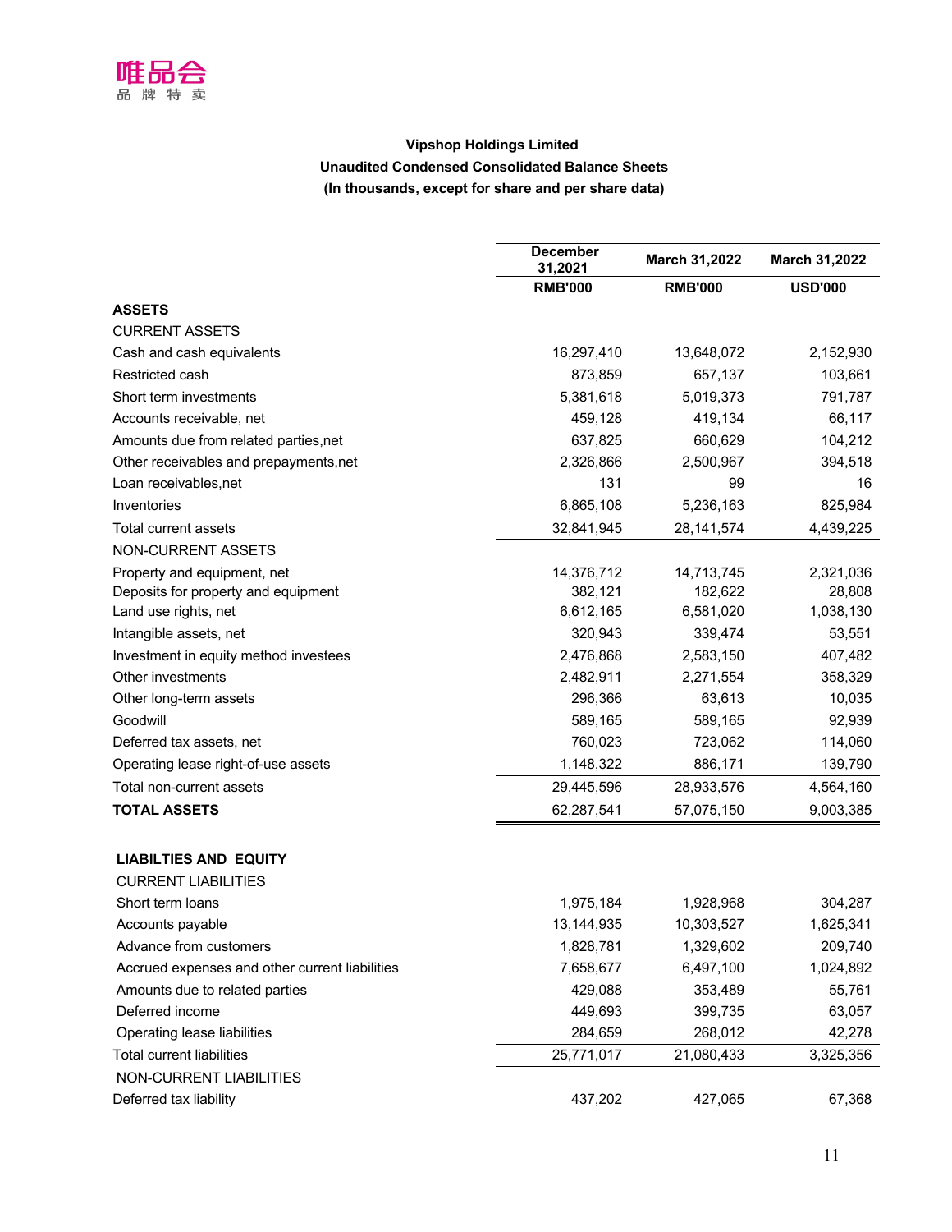唯品会
品 牌 特 卖

**Vipshop Holdings Limited**
**Unaudited Condensed Consolidated Balance Sheets**
**(In thousands, except for share and per share data)**

| | December 31,2021 | March 31,2022 | March 31,2022 |
|---|---|---|---|
| | RMB'000 | RMB'000 | USD'000 |
| **ASSETS** | | | |
| CURRENT ASSETS | | | |
| Cash and cash equivalents | 16,297,410 | 13,648,072 | 2,152,930 |
| Restricted cash | 873,859 | 657,137 | 103,661 |
| Short term investments | 5,381,618 | 5,019,373 | 791,787 |
| Accounts receivable, net | 459,128 | 419,134 | 66,117 |
| Amounts due from related parties,net | 637,825 | 660,629 | 104,212 |
| Other receivables and prepayments,net | 2,326,866 | 2,500,967 | 394,518 |
| Loan receivables,net | 131 | 99 | 16 |
| Inventories | 6,865,108 | 5,236,163 | 825,984 |
| Total current assets | 32,841,945 | 28,141,574 | 4,439,225 |
| NON-CURRENT ASSETS | | | |
| Property and equipment, net | 14,376,712 | 14,713,745 | 2,321,036 |
| Deposits for property and equipment | 382,121 | 182,622 | 28,808 |
| Land use rights, net | 6,612,165 | 6,581,020 | 1,038,130 |
| Intangible assets, net | 320,943 | 339,474 | 53,551 |
| Investment in equity method investees | 2,476,868 | 2,583,150 | 407,482 |
| Other investments | 2,482,911 | 2,271,554 | 358,329 |
| Other long-term assets | 296,366 | 63,613 | 10,035 |
| Goodwill | 589,165 | 589,165 | 92,939 |
| Deferred tax assets, net | 760,023 | 723,062 | 114,060 |
| Operating lease right-of-use assets | 1,148,322 | 886,171 | 139,790 |
| Total non-current assets | 29,445,596 | 28,933,576 | 4,564,160 |
| **TOTAL ASSETS** | 62,287,541 | 57,075,150 | 9,003,385 |
| | | | |
| **LIABILTIES AND EQUITY** | | | |
| CURRENT LIABILITIES | | | |
| Short term loans | 1,975,184 | 1,928,968 | 304,287 |
| Accounts payable | 13,144,935 | 10,303,527 | 1,625,341 |
| Advance from customers | 1,828,781 | 1,329,602 | 209,740 |
| Accrued expenses and other current liabilities | 7,658,677 | 6,497,100 | 1,024,892 |
| Amounts due to related parties | 429,088 | 353,489 | 55,761 |
| Deferred income | 449,693 | 399,735 | 63,057 |
| Operating lease liabilities | 284,659 | 268,012 | 42,278 |
| Total current liabilities | 25,771,017 | 21,080,433 | 3,325,356 |
| NON-CURRENT LIABILITIES | | | |
| Deferred tax liability | 437,202 | 427,065 | 67,368 |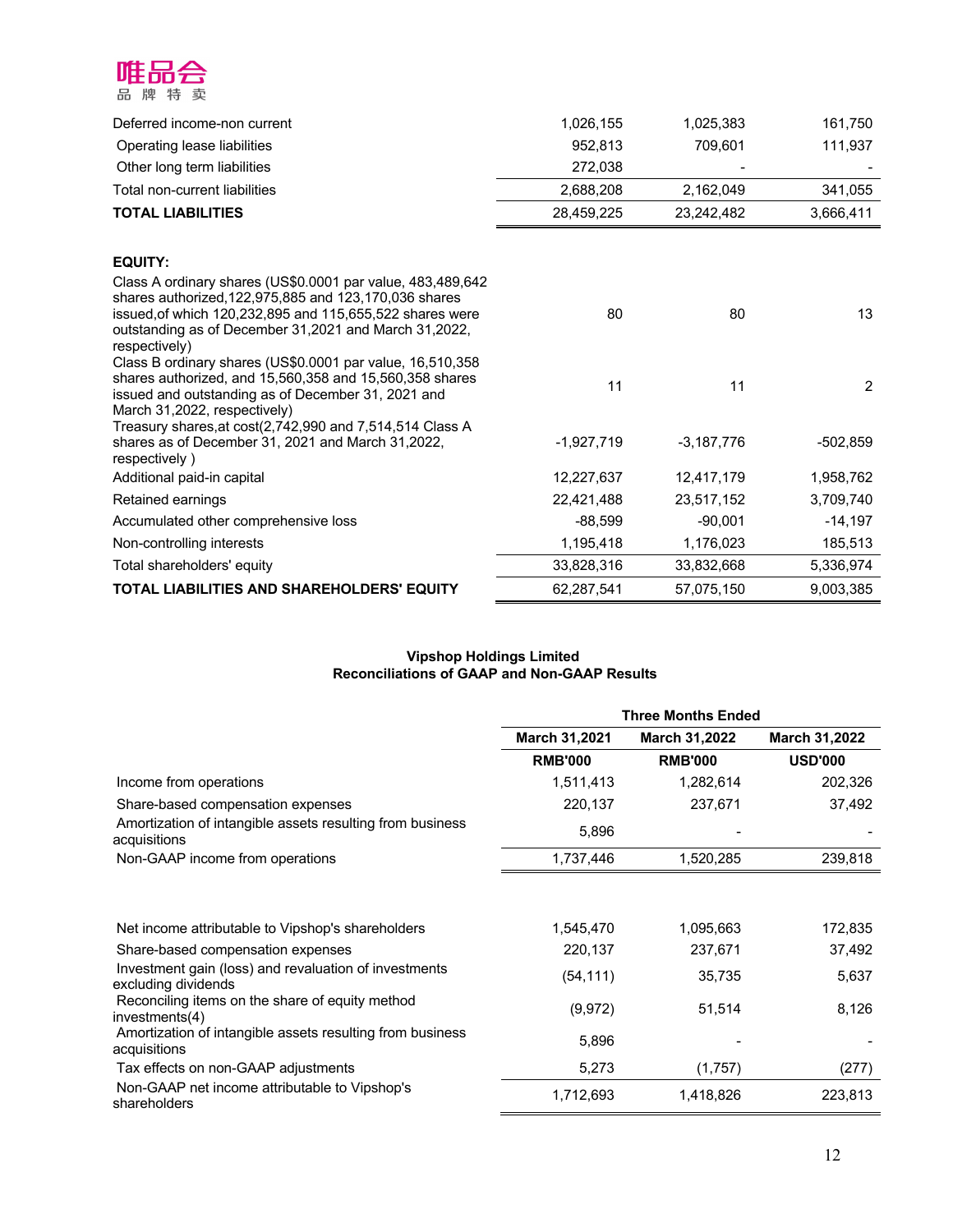| | | | |
|---|---|---|---|
| Deferred income-non current | 1,026,155 | 1,025,383 | 161,750 |
| Operating lease liabilities | 952,813 | 709,601 | 111,937 |
| Other long term liabilities | 272,038 | - | - |
| Total non-current liabilities | 2,688,208 | 2,162,049 | 341,055 |
| **TOTAL LIABILITIES** | 28,459,225 | 23,242,482 | 3,666,411 |
| | | | |
| **EQUITY:** | | | |
| Class A ordinary shares (US$0.0001 par value, 483,489,642 shares authorized,122,975,885 and 123,170,036 shares issued,of which 120,232,895 and 115,655,522 shares were outstanding as of December 31,2021 and March 31,2022, respectively) | 80 | 80 | 13 |
| Class B ordinary shares (US$0.0001 par value, 16,510,358 shares authorized, and 15,560,358 and 15,560,358 shares issued and outstanding as of December 31, 2021 and March 31,2022, respectively) | 11 | 11 | 2 |
| Treasury shares,at cost(2,742,990 and 7,514,514 Class A shares as of December 31, 2021 and March 31,2022, respectively ) | -1,927,719 | -3,187,776 | -502,859 |
| Additional paid-in capital | 12,227,637 | 12,417,179 | 1,958,762 |
| Retained earnings | 22,421,488 | 23,517,152 | 3,709,740 |
| Accumulated other comprehensive loss | -88,599 | -90,001 | -14,197 |
| Non-controlling interests | 1,195,418 | 1,176,023 | 185,513 |
| Total shareholders' equity | 33,828,316 | 33,832,668 | 5,336,974 |
| **TOTAL LIABILITIES AND SHAREHOLDERS' EQUITY** | 62,287,541 | 57,075,150 | 9,003,385 |

**Vipshop Holdings Limited**
**Reconciliations of GAAP and Non-GAAP Results**

| | Three Months Ended | | |
|---|---|---|---|
| | **March 31,2021** | **March 31,2022** | **March 31,2022** |
| | **RMB'000** | **RMB'000** | **USD'000** |
| Income from operations | 1,511,413 | 1,282,614 | 202,326 |
| Share-based compensation expenses | 220,137 | 237,671 | 37,492 |
| Amortization of intangible assets resulting from business acquisitions | 5,896 | - | - |
| Non-GAAP income from operations | 1,737,446 | 1,520,285 | 239,818 |
| | | | |
| Net income attributable to Vipshop's shareholders | 1,545,470 | 1,095,663 | 172,835 |
| Share-based compensation expenses | 220,137 | 237,671 | 37,492 |
| Investment gain (loss) and revaluation of investments excluding dividends | (54,111) | 35,735 | 5,637 |
| Reconciling items on the share of equity method investments(4) | (9,972) | 51,514 | 8,126 |
| Amortization of intangible assets resulting from business acquisitions | 5,896 | - | - |
| Tax effects on non-GAAP adjustments | 5,273 | (1,757) | (277) |
| Non-GAAP net income attributable to Vipshop's shareholders | 1,712,693 | 1,418,826 | 223,813 |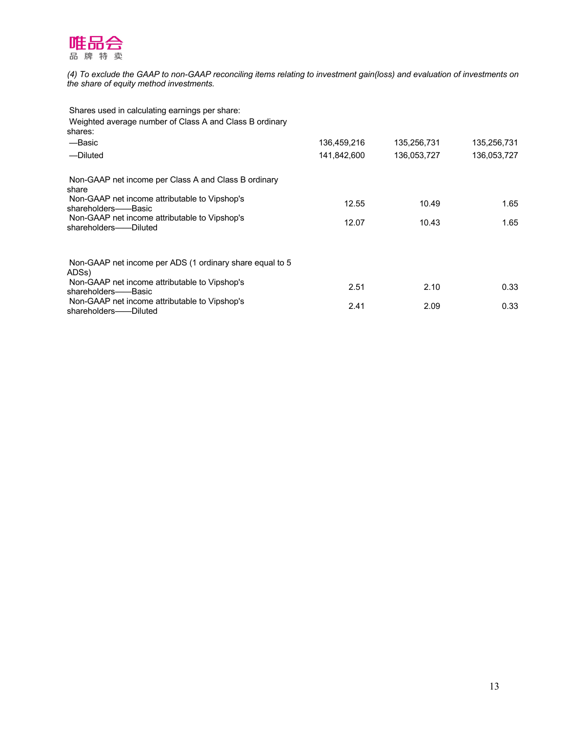唯品会
品 牌 特 卖

*(4) To exclude the GAAP to non-GAAP reconciling items relating to investment gain(loss) and evaluation of investments on the share of equity method investments.*

| | | | |
|---|---|---|---|
| Shares used in calculating earnings per share: | | | |
| Weighted average number of Class A and Class B ordinary shares: | | | |
| —Basic | 136,459,216 | 135,256,731 | 135,256,731 |
| —Diluted | 141,842,600 | 136,053,727 | 136,053,727 |
| | | | |
| Non-GAAP net income per Class A and Class B ordinary share | | | |
| Non-GAAP net income attributable to Vipshop's shareholders——Basic | 12.55 | 10.49 | 1.65 |
| Non-GAAP net income attributable to Vipshop's shareholders——Diluted | 12.07 | 10.43 | 1.65 |
| | | | |
| Non-GAAP net income per ADS (1 ordinary share equal to 5 ADSs) | | | |
| Non-GAAP net income attributable to Vipshop's shareholders——Basic | 2.51 | 2.10 | 0.33 |
| Non-GAAP net income attributable to Vipshop's shareholders——Diluted | 2.41 | 2.09 | 0.33 |